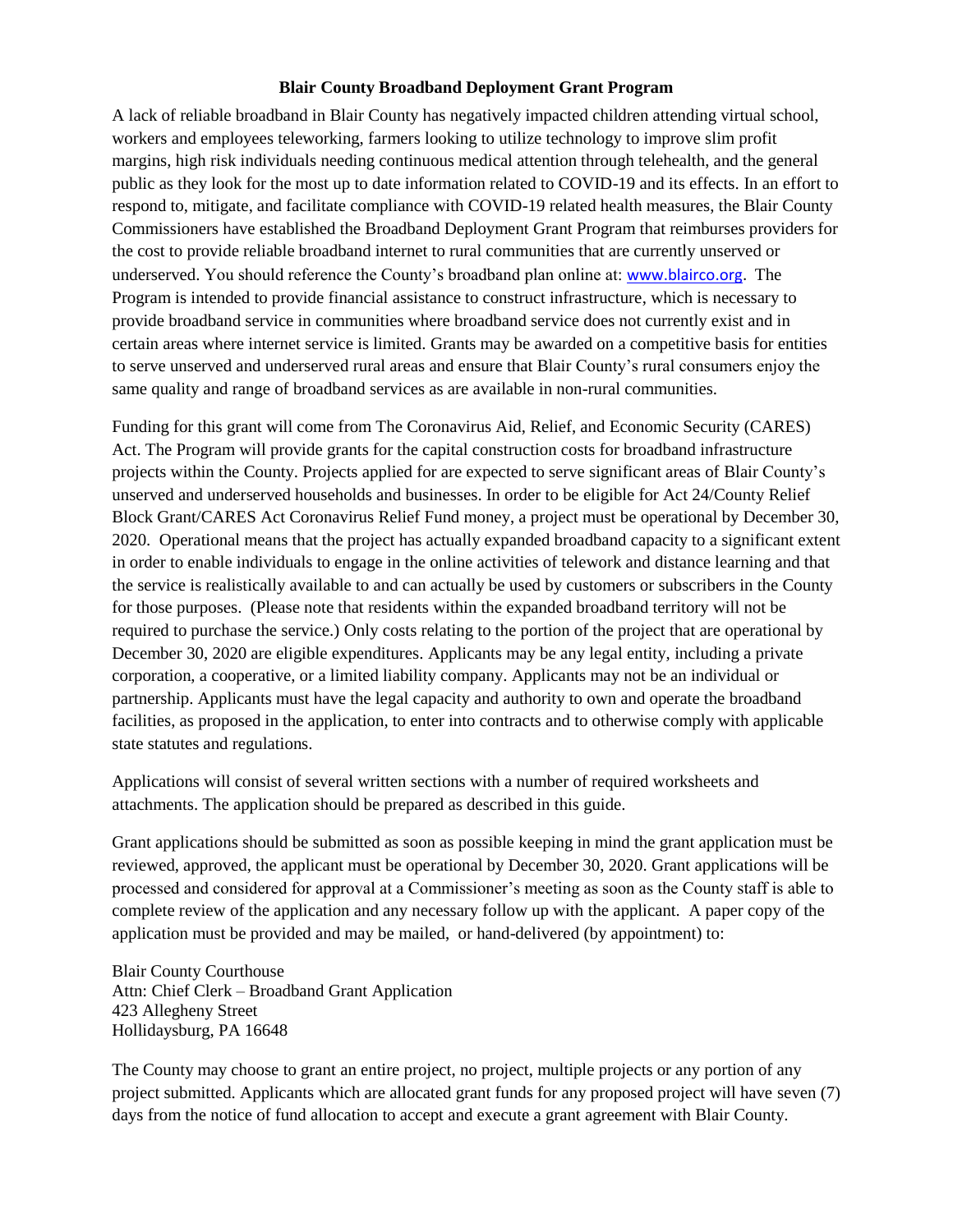# Blair County Broadband Deployment Grant Program

A lack of reliable broadband in Blair County has negatively impacted children attending virtual school, workers and employees teleworking, farmers looking to utilize technology to improve slim profit margins, high risk individuals needing continuous medical attention through telehealth, and the general public as they look for the most up to date information related to COVID-19 and its effects. In an effort to respond to, mitigate, and facilitate compliance with COVID-19 related health measures, the Blair County Commissioners have established the Broadband Deployment Grant Program that reimburses providers for the cost to provide reliable broadband internet to rural communities that are currently unserved or underserved. You should reference the County's broadband plan online at: www.blairco.org. The Program is intended to provide financial assistance to construct infrastructure, which is necessary to provide broadband service in communities where broadband service does not currently exist and in certain areas where internet service is limited. Grants may be awarded on a competitive basis for entities to serve unserved and underserved rural areas and ensure that Blair County's rural consumers enjoy the same quality and range of broadband services as are available in non-rural communities.

Funding for this grant will come from The Coronavirus Aid, Relief, and Economic Security (CARES) Act. The Program will provide grants for the capital construction costs for broadband infrastructure projects within the County. Projects applied for are expected to serve significant areas of Blair County's unserved and underserved households and businesses. In order to be eligible for Act 24/County Relief Block Grant/CARES Act Coronavirus Relief Fund money, a project must be operational by December 30, 2020. Operational means that the project has actually expanded broadband capacity to a significant extent in order to enable individuals to engage in the online activities of telework and distance learning and that the service is realistically available to and can actually be used by customers or subscribers in the County for those purposes. (Please note that residents within the expanded broadband territory will not be required to purchase the service.) Only costs relating to the portion of the project that are operational by December 30, 2020 are eligible expenditures. Applicants may be any legal entity, including a private corporation, a cooperative, or a limited liability company. Applicants may not be an individual or partnership. Applicants must have the legal capacity and authority to own and operate the broadband facilities, as proposed in the application, to enter into contracts and to otherwise comply with applicable state statutes and regulations.

Applications will consist of several written sections with a number of required worksheets and attachments. The application should be prepared as described in this guide.

Grant applications should be submitted as soon as possible keeping in mind the grant application must be reviewed, approved, the applicant must be operational by December 30, 2020. Grant applications will be processed and considered for approval at a Commissioner's meeting as soon as the County staff is able to complete review of the application and any necessary follow up with the applicant. A paper copy of the application must be provided and may be mailed, or hand-delivered (by appointment) to:

Blair County Courthouse
Attn: Chief Clerk – Broadband Grant Application
423 Allegheny Street
Hollidaysburg, PA 16648

The County may choose to grant an entire project, no project, multiple projects or any portion of any project submitted. Applicants which are allocated grant funds for any proposed project will have seven (7) days from the notice of fund allocation to accept and execute a grant agreement with Blair County.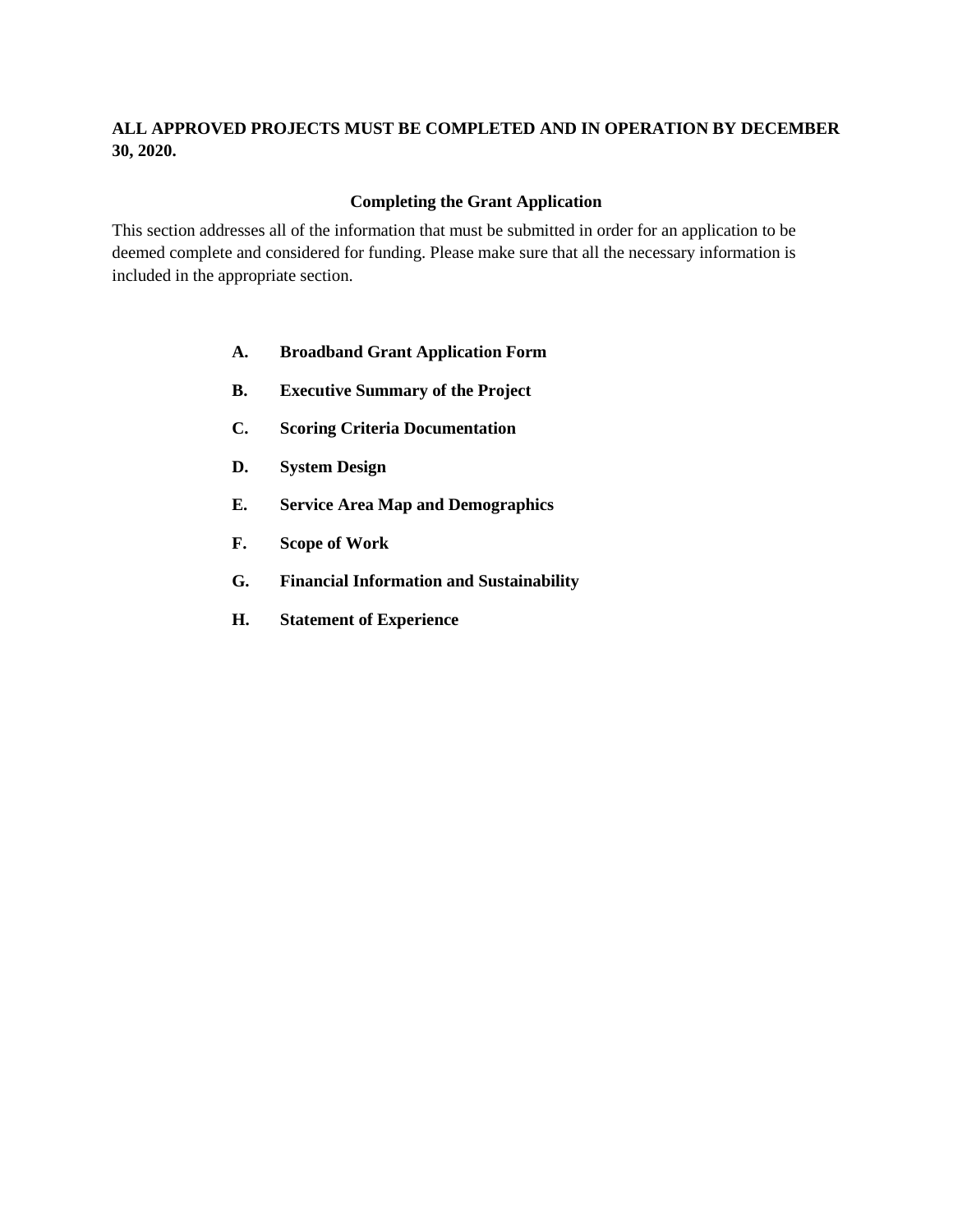**ALL APPROVED PROJECTS MUST BE COMPLETED AND IN OPERATION BY DECEMBER 30, 2020.**

## Completing the Grant Application

This section addresses all of the information that must be submitted in order for an application to be deemed complete and considered for funding. Please make sure that all the necessary information is included in the appropriate section.

- **A. Broadband Grant Application Form**
- **B. Executive Summary of the Project**
- **C. Scoring Criteria Documentation**
- **D. System Design**
- **E. Service Area Map and Demographics**
- **F. Scope of Work**
- **G. Financial Information and Sustainability**
- **H. Statement of Experience**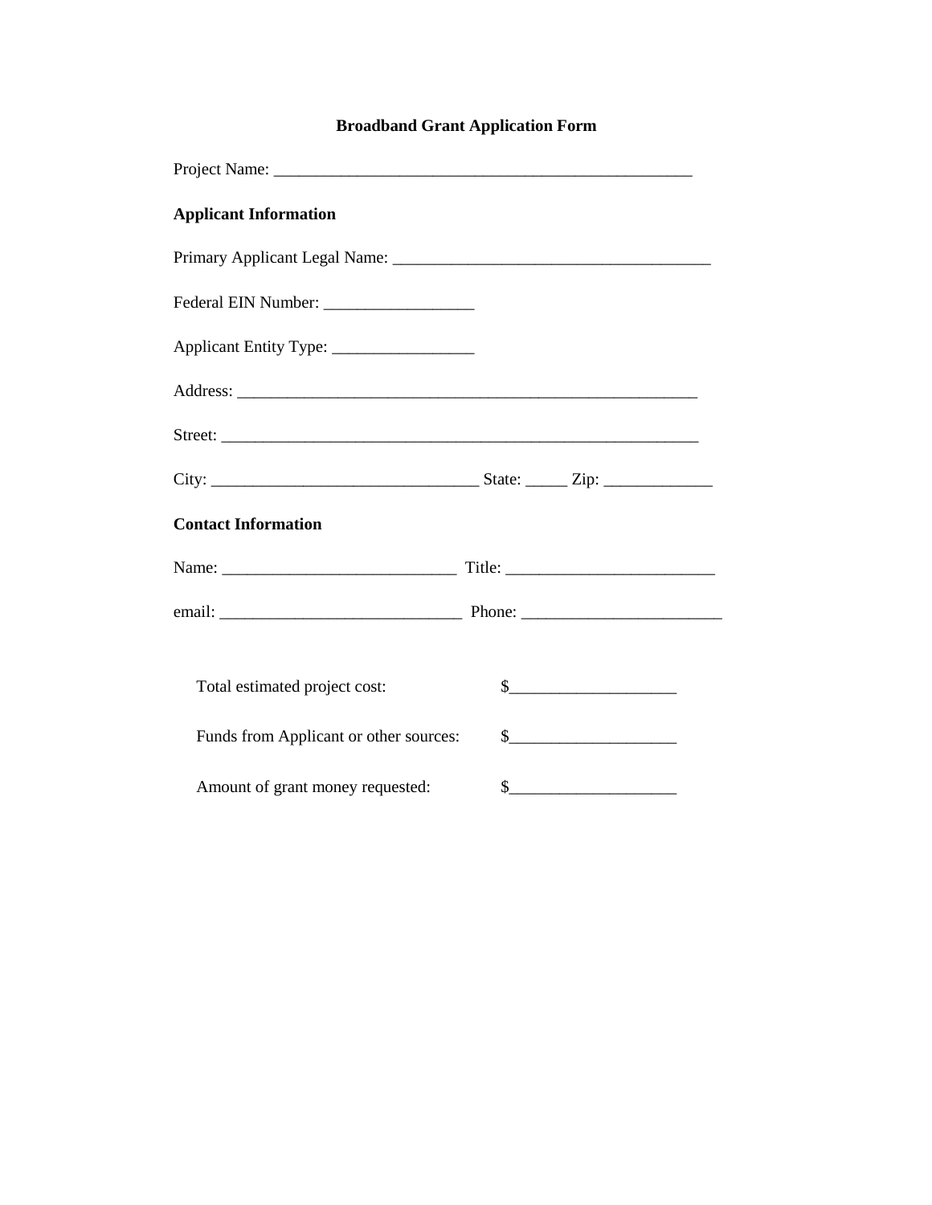# Broadband Grant Application Form

Project Name: ___________________________________________________

## Applicant Information

Primary Applicant Legal Name: ______________________________________

Federal EIN Number: _________________

Applicant Entity Type: ________________

Address: ________________________________________________________

Street: __________________________________________________________

City: ______________________________ State: _____ Zip: _____________

## Contact Information

Name: ___________________________ Title: ________________________

email: ____________________________ Phone: _______________________

Total estimated project cost: $___________________

Funds from Applicant or other sources: $___________________

Amount of grant money requested: $___________________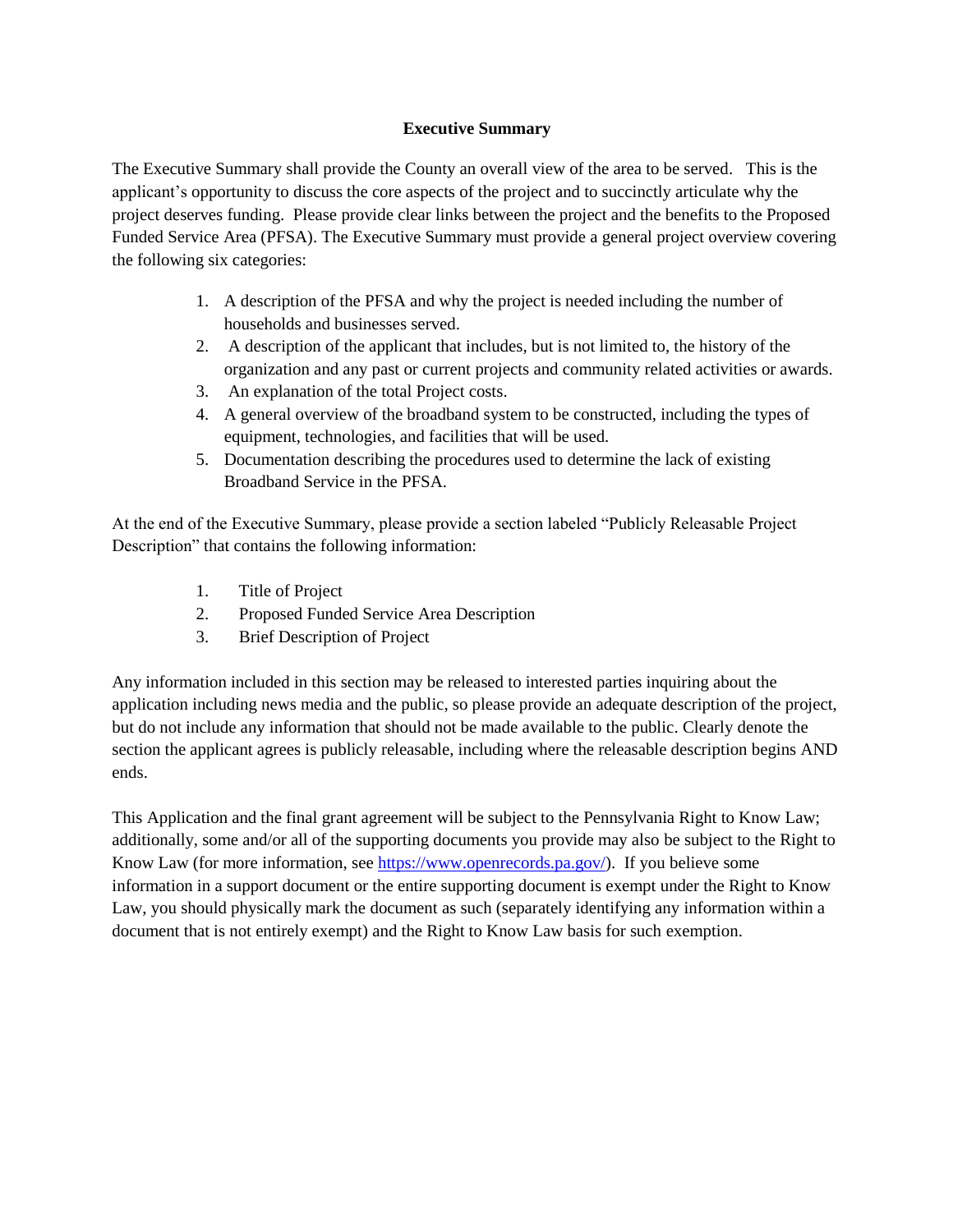## Executive Summary

The Executive Summary shall provide the County an overall view of the area to be served. This is the applicant's opportunity to discuss the core aspects of the project and to succinctly articulate why the project deserves funding. Please provide clear links between the project and the benefits to the Proposed Funded Service Area (PFSA). The Executive Summary must provide a general project overview covering the following six categories:

1. A description of the PFSA and why the project is needed including the number of households and businesses served.
2. A description of the applicant that includes, but is not limited to, the history of the organization and any past or current projects and community related activities or awards.
3. An explanation of the total Project costs.
4. A general overview of the broadband system to be constructed, including the types of equipment, technologies, and facilities that will be used.
5. Documentation describing the procedures used to determine the lack of existing Broadband Service in the PFSA.

At the end of the Executive Summary, please provide a section labeled "Publicly Releasable Project Description" that contains the following information:

1. Title of Project
2. Proposed Funded Service Area Description
3. Brief Description of Project

Any information included in this section may be released to interested parties inquiring about the application including news media and the public, so please provide an adequate description of the project, but do not include any information that should not be made available to the public. Clearly denote the section the applicant agrees is publicly releasable, including where the releasable description begins AND ends.

This Application and the final grant agreement will be subject to the Pennsylvania Right to Know Law; additionally, some and/or all of the supporting documents you provide may also be subject to the Right to Know Law (for more information, see [https://www.openrecords.pa.gov/](https://www.openrecords.pa.gov/)). If you believe some information in a support document or the entire supporting document is exempt under the Right to Know Law, you should physically mark the document as such (separately identifying any information within a document that is not entirely exempt) and the Right to Know Law basis for such exemption.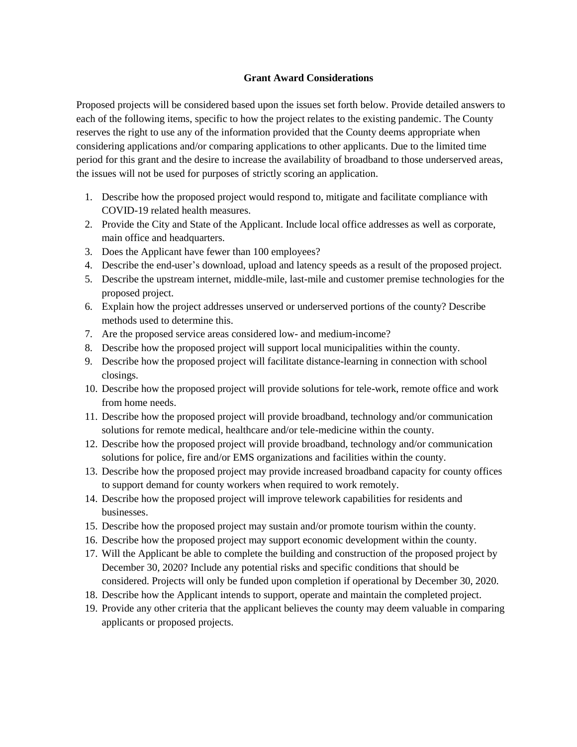## Grant Award Considerations

Proposed projects will be considered based upon the issues set forth below. Provide detailed answers to each of the following items, specific to how the project relates to the existing pandemic. The County reserves the right to use any of the information provided that the County deems appropriate when considering applications and/or comparing applications to other applicants. Due to the limited time period for this grant and the desire to increase the availability of broadband to those underserved areas, the issues will not be used for purposes of strictly scoring an application.

1. Describe how the proposed project would respond to, mitigate and facilitate compliance with COVID-19 related health measures.
2. Provide the City and State of the Applicant. Include local office addresses as well as corporate, main office and headquarters.
3. Does the Applicant have fewer than 100 employees?
4. Describe the end-user's download, upload and latency speeds as a result of the proposed project.
5. Describe the upstream internet, middle-mile, last-mile and customer premise technologies for the proposed project.
6. Explain how the project addresses unserved or underserved portions of the county? Describe methods used to determine this.
7. Are the proposed service areas considered low- and medium-income?
8. Describe how the proposed project will support local municipalities within the county.
9. Describe how the proposed project will facilitate distance-learning in connection with school closings.
10. Describe how the proposed project will provide solutions for tele-work, remote office and work from home needs.
11. Describe how the proposed project will provide broadband, technology and/or communication solutions for remote medical, healthcare and/or tele-medicine within the county.
12. Describe how the proposed project will provide broadband, technology and/or communication solutions for police, fire and/or EMS organizations and facilities within the county.
13. Describe how the proposed project may provide increased broadband capacity for county offices to support demand for county workers when required to work remotely.
14. Describe how the proposed project will improve telework capabilities for residents and businesses.
15. Describe how the proposed project may sustain and/or promote tourism within the county.
16. Describe how the proposed project may support economic development within the county.
17. Will the Applicant be able to complete the building and construction of the proposed project by December 30, 2020? Include any potential risks and specific conditions that should be considered. Projects will only be funded upon completion if operational by December 30, 2020.
18. Describe how the Applicant intends to support, operate and maintain the completed project.
19. Provide any other criteria that the applicant believes the county may deem valuable in comparing applicants or proposed projects.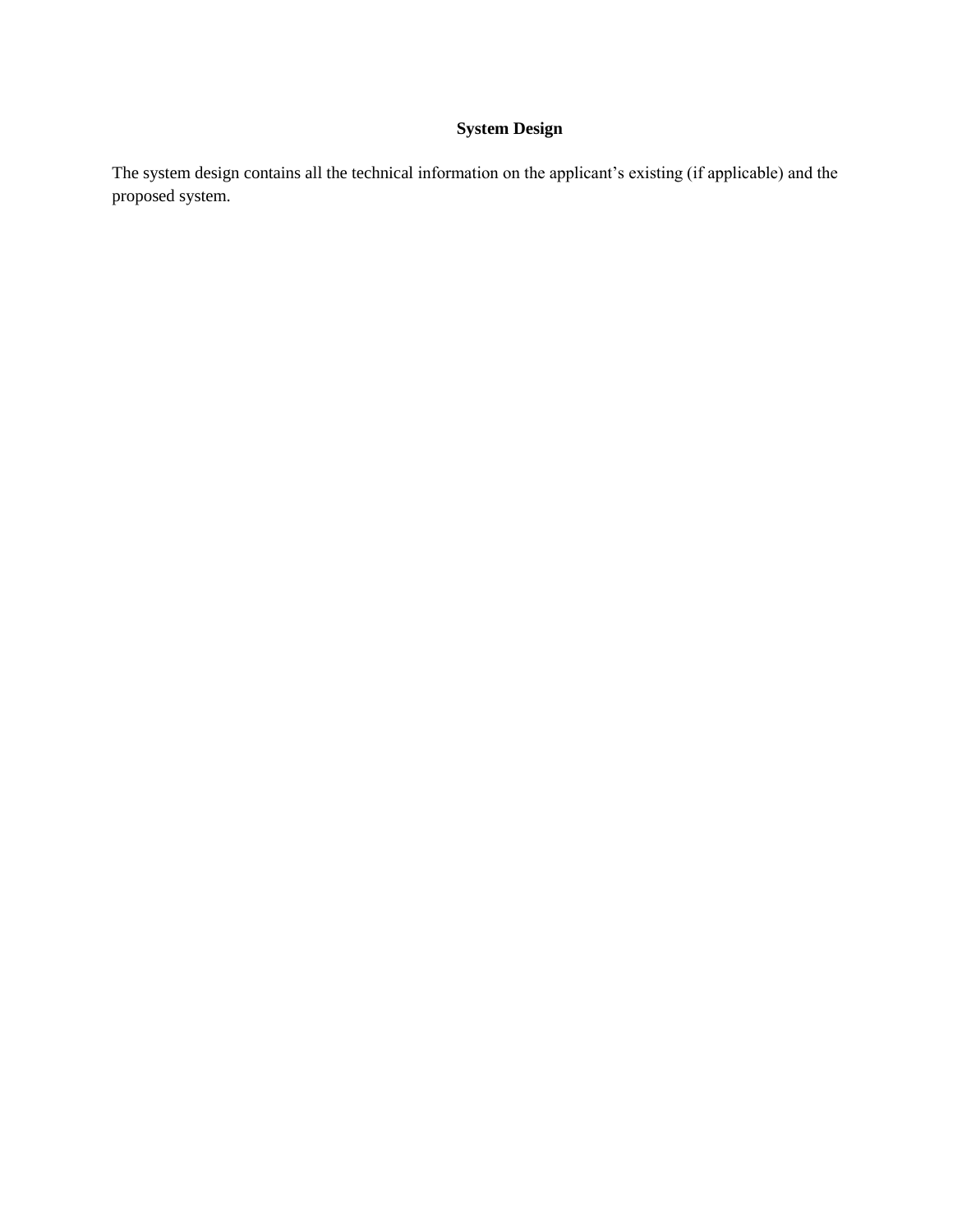# System Design

The system design contains all the technical information on the applicant's existing (if applicable) and the proposed system.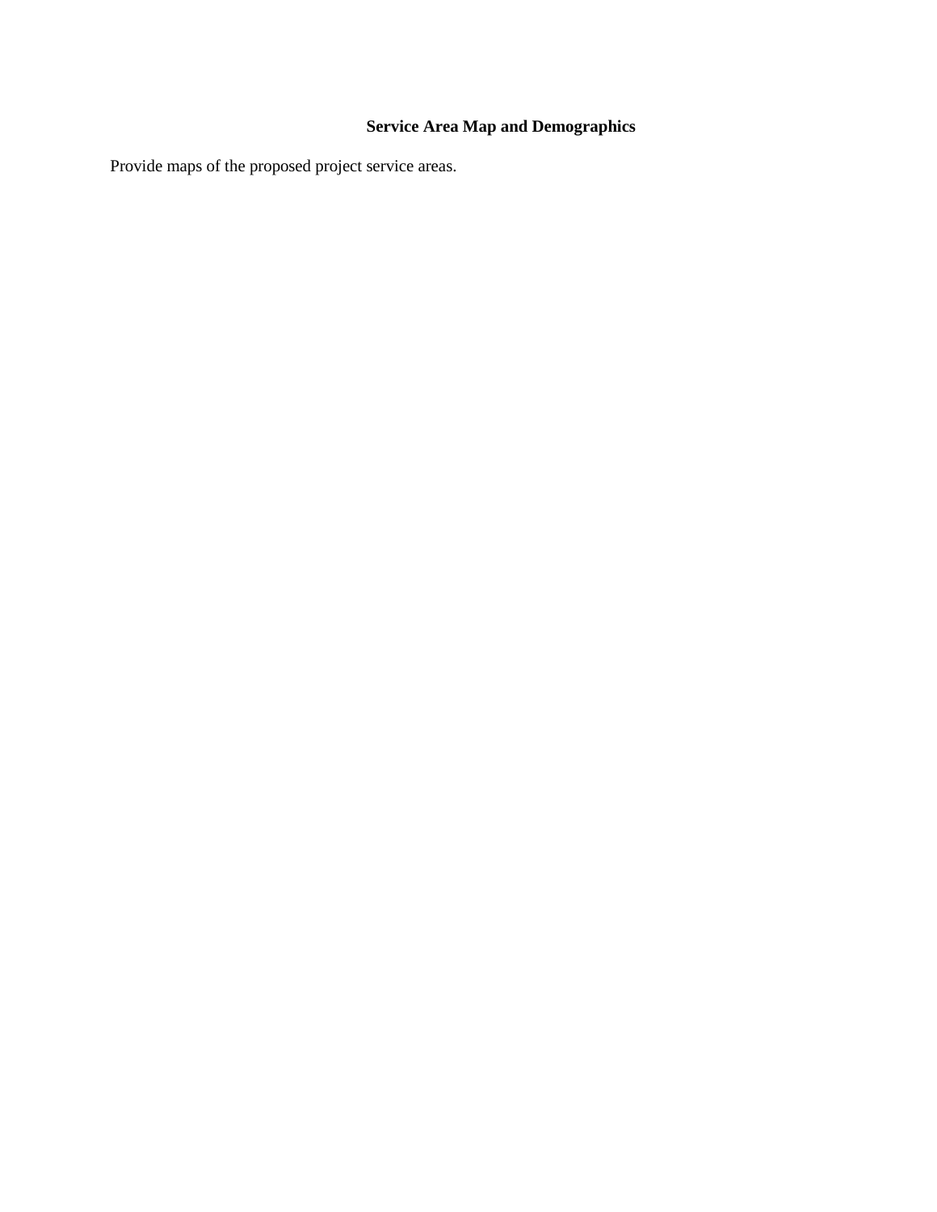## Service Area Map and Demographics

Provide maps of the proposed project service areas.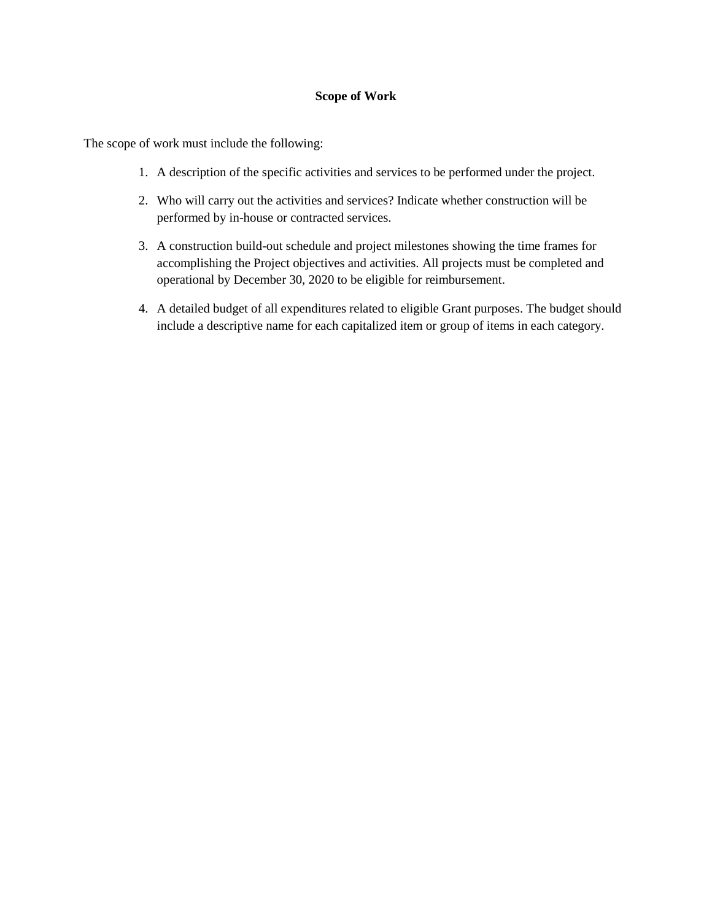# Scope of Work

The scope of work must include the following:

1. A description of the specific activities and services to be performed under the project.
2. Who will carry out the activities and services? Indicate whether construction will be performed by in-house or contracted services.
3. A construction build-out schedule and project milestones showing the time frames for accomplishing the Project objectives and activities. All projects must be completed and operational by December 30, 2020 to be eligible for reimbursement.
4. A detailed budget of all expenditures related to eligible Grant purposes. The budget should include a descriptive name for each capitalized item or group of items in each category.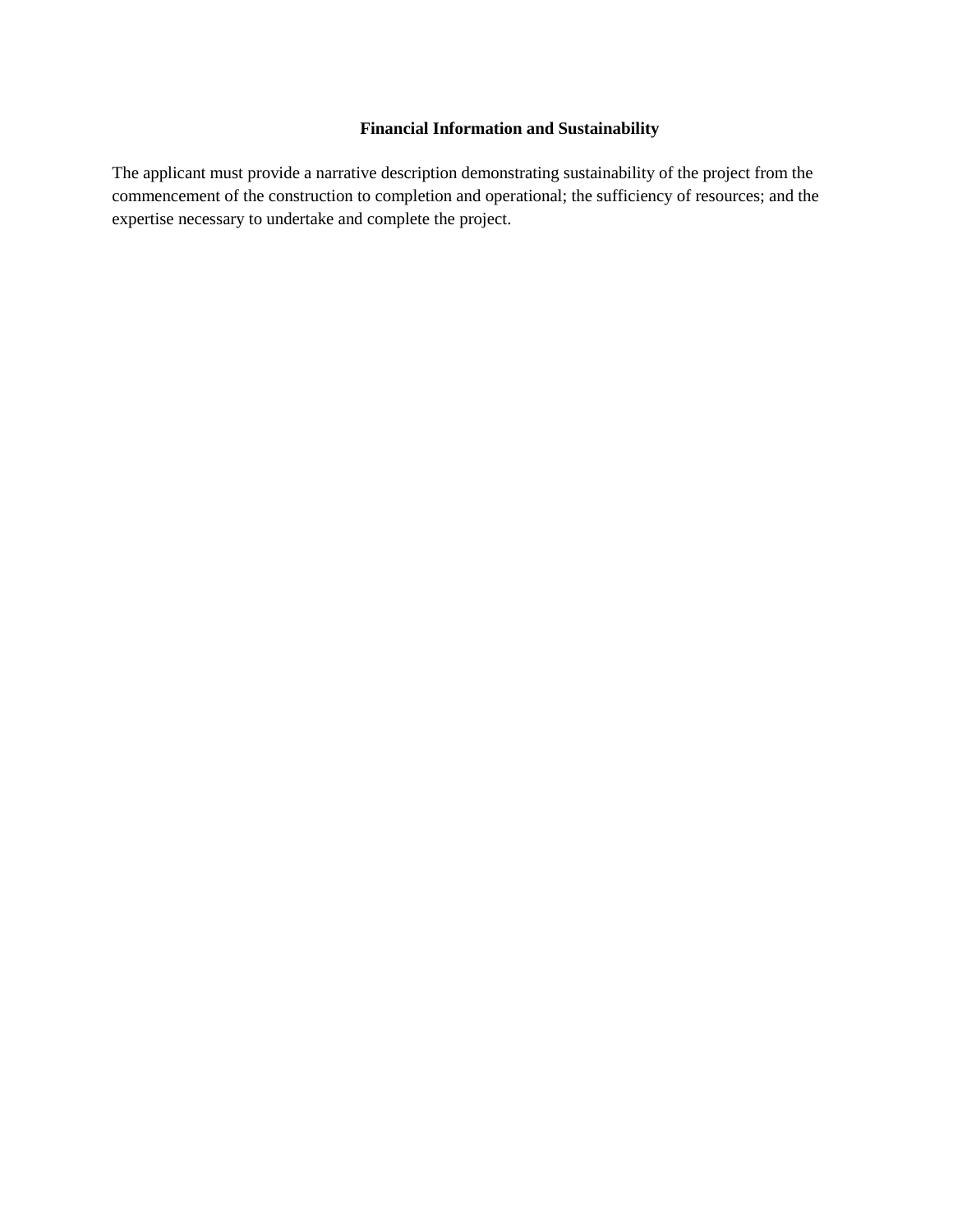**Financial Information and Sustainability**

The applicant must provide a narrative description demonstrating sustainability of the project from the commencement of the construction to completion and operational; the sufficiency of resources; and the expertise necessary to undertake and complete the project.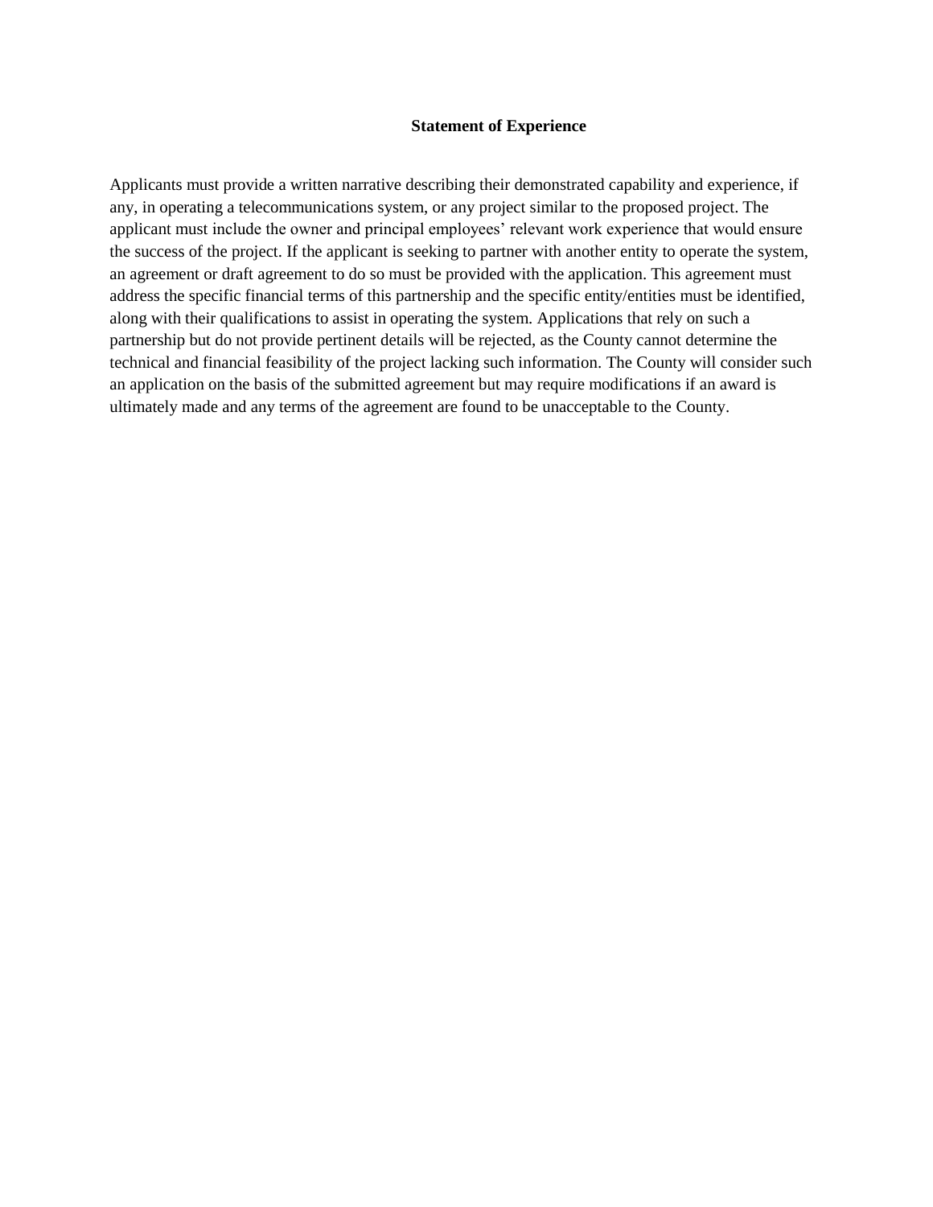**Statement of Experience**

Applicants must provide a written narrative describing their demonstrated capability and experience, if any, in operating a telecommunications system, or any project similar to the proposed project. The applicant must include the owner and principal employees' relevant work experience that would ensure the success of the project. If the applicant is seeking to partner with another entity to operate the system, an agreement or draft agreement to do so must be provided with the application. This agreement must address the specific financial terms of this partnership and the specific entity/entities must be identified, along with their qualifications to assist in operating the system. Applications that rely on such a partnership but do not provide pertinent details will be rejected, as the County cannot determine the technical and financial feasibility of the project lacking such information. The County will consider such an application on the basis of the submitted agreement but may require modifications if an award is ultimately made and any terms of the agreement are found to be unacceptable to the County.